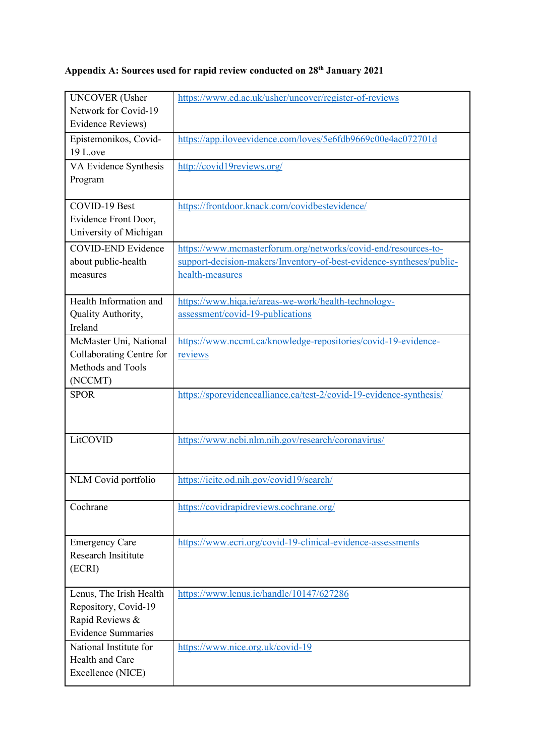**Appendix A: Sources used for rapid review conducted on 28th January 2021**

| | |
|---|---|
| UNCOVER (Usher Network for Covid-19 Evidence Reviews) | https://www.ed.ac.uk/usher/uncover/register-of-reviews |
| Epistemonikos, Covid-19 L.ove | https://app.iloveevidence.com/loves/5e6fdb9669c00e4ac072701d |
| VA Evidence Synthesis Program | http://covid19reviews.org/ |
| COVID-19 Best Evidence Front Door, University of Michigan | https://frontdoor.knack.com/covidbestevidence/ |
| COVID-END Evidence about public-health measures | https://www.mcmasterforum.org/networks/covid-end/resources-to-support-decision-makers/Inventory-of-best-evidence-syntheses/public-health-measures |
| Health Information and Quality Authority, Ireland | https://www.hiqa.ie/areas-we-work/health-technology-assessment/covid-19-publications |
| McMaster Uni, National Collaborating Centre for Methods and Tools (NCCMT) | https://www.nccmt.ca/knowledge-repositories/covid-19-evidence-reviews |
| SPOR | https://sporevidencealliance.ca/test-2/covid-19-evidence-synthesis/ |
| LitCOVID | https://www.ncbi.nlm.nih.gov/research/coronavirus/ |
| NLM Covid portfolio | https://icite.od.nih.gov/covid19/search/ |
| Cochrane | https://covidrapidreviews.cochrane.org/ |
| Emergency Care Research Insititute (ECRI) | https://www.ecri.org/covid-19-clinical-evidence-assessments |
| Lenus, The Irish Health Repository, Covid-19 Rapid Reviews & Evidence Summaries | https://www.lenus.ie/handle/10147/627286 |
| National Institute for Health and Care Excellence (NICE) | https://www.nice.org.uk/covid-19 |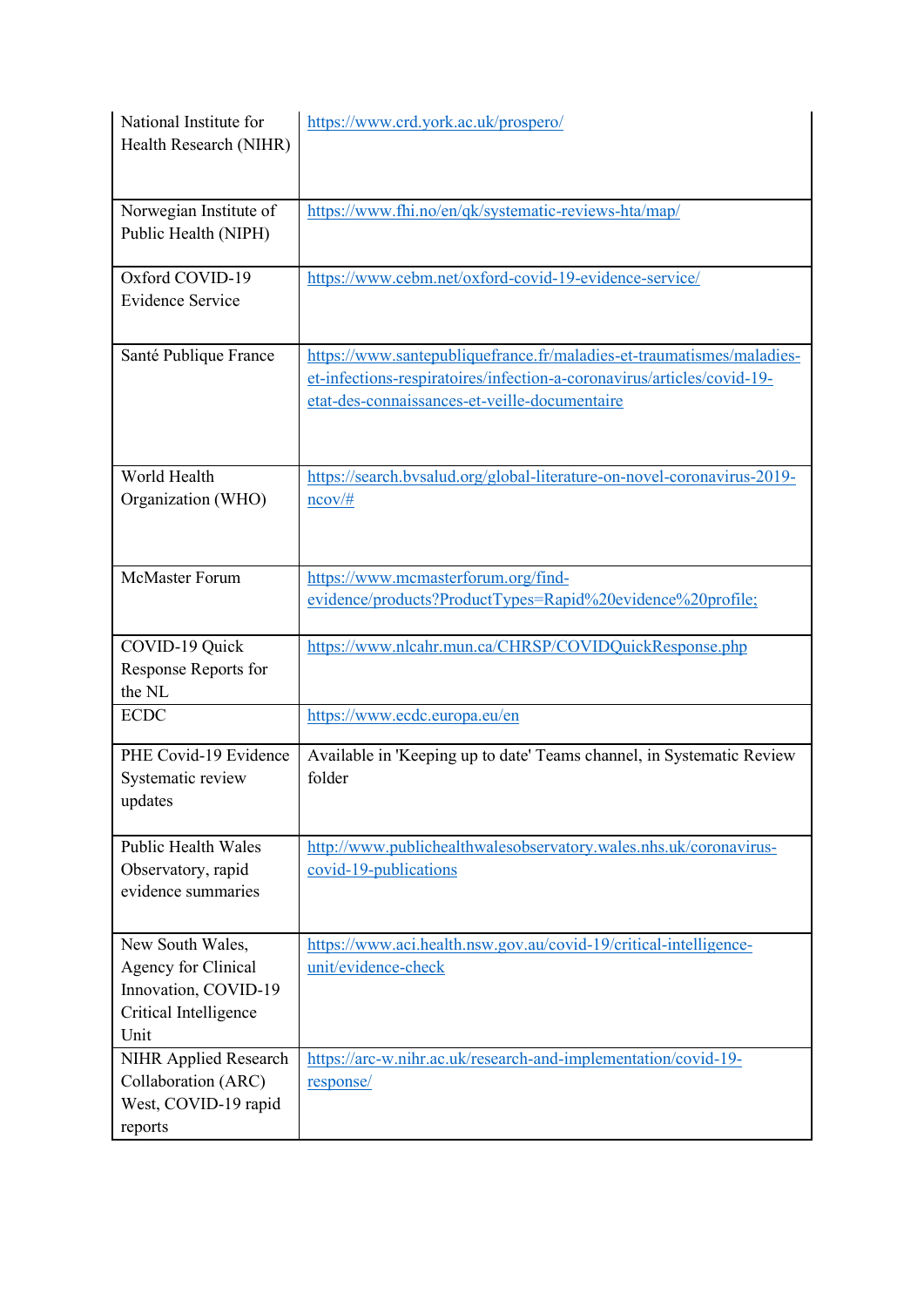| | |
|---|---|
| National Institute for Health Research (NIHR) | https://www.crd.york.ac.uk/prospero/ |
| Norwegian Institute of Public Health (NIPH) | https://www.fhi.no/en/qk/systematic-reviews-hta/map/ |
| Oxford COVID-19 Evidence Service | https://www.cebm.net/oxford-covid-19-evidence-service/ |
| Santé Publique France | https://www.santepubliquefrance.fr/maladies-et-traumatismes/maladies-et-infections-respiratoires/infection-a-coronavirus/articles/covid-19-etat-des-connaissances-et-veille-documentaire |
| World Health Organization (WHO) | https://search.bvsalud.org/global-literature-on-novel-coronavirus-2019-ncov/# |
| McMaster Forum | https://www.mcmasterforum.org/find-evidence/products?ProductTypes=Rapid%20evidence%20profile; |
| COVID-19 Quick Response Reports for the NL | https://www.nlcahr.mun.ca/CHRSP/COVIDQuickResponse.php |
| ECDC | https://www.ecdc.europa.eu/en |
| PHE Covid-19 Evidence Systematic review updates | Available in 'Keeping up to date' Teams channel, in Systematic Review folder |
| Public Health Wales Observatory, rapid evidence summaries | http://www.publichealthwalesobservatory.wales.nhs.uk/coronavirus-covid-19-publications |
| New South Wales, Agency for Clinical Innovation, COVID-19 Critical Intelligence Unit | https://www.aci.health.nsw.gov.au/covid-19/critical-intelligence-unit/evidence-check |
| NIHR Applied Research Collaboration (ARC) West, COVID-19 rapid reports | https://arc-w.nihr.ac.uk/research-and-implementation/covid-19-response/ |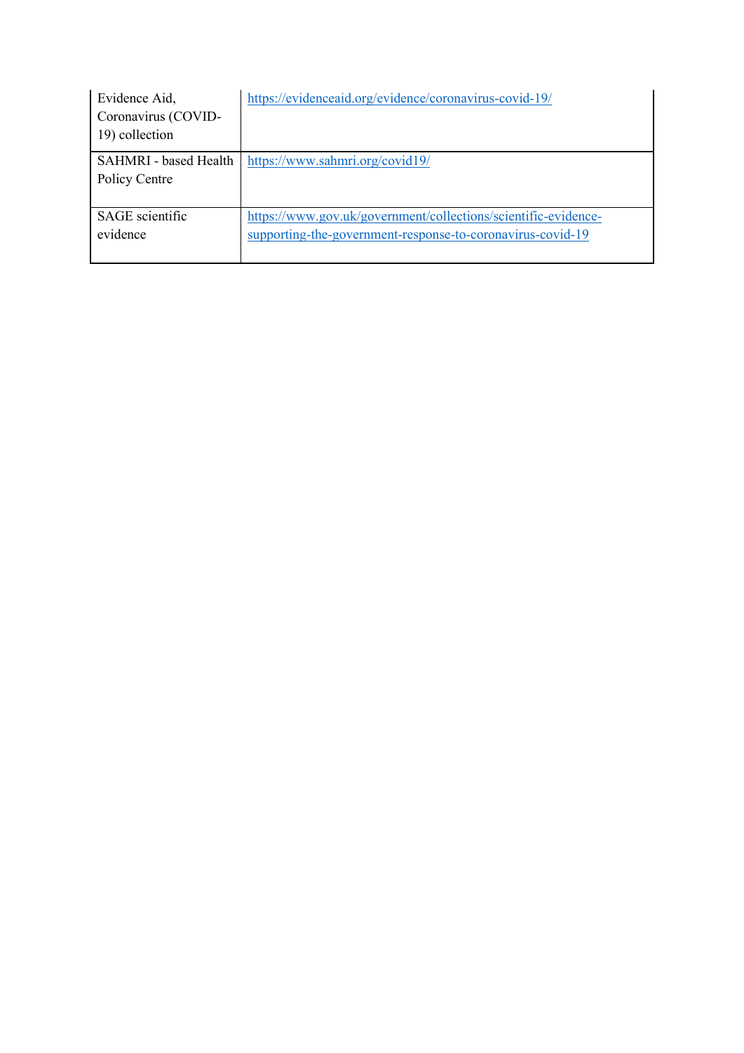| | |
|---|---|
| Evidence Aid, Coronavirus (COVID-19) collection | https://evidenceaid.org/evidence/coronavirus-covid-19/ |
| SAHMRI - based Health Policy Centre | https://www.sahmri.org/covid19/ |
| SAGE scientific evidence | https://www.gov.uk/government/collections/scientific-evidence-supporting-the-government-response-to-coronavirus-covid-19 |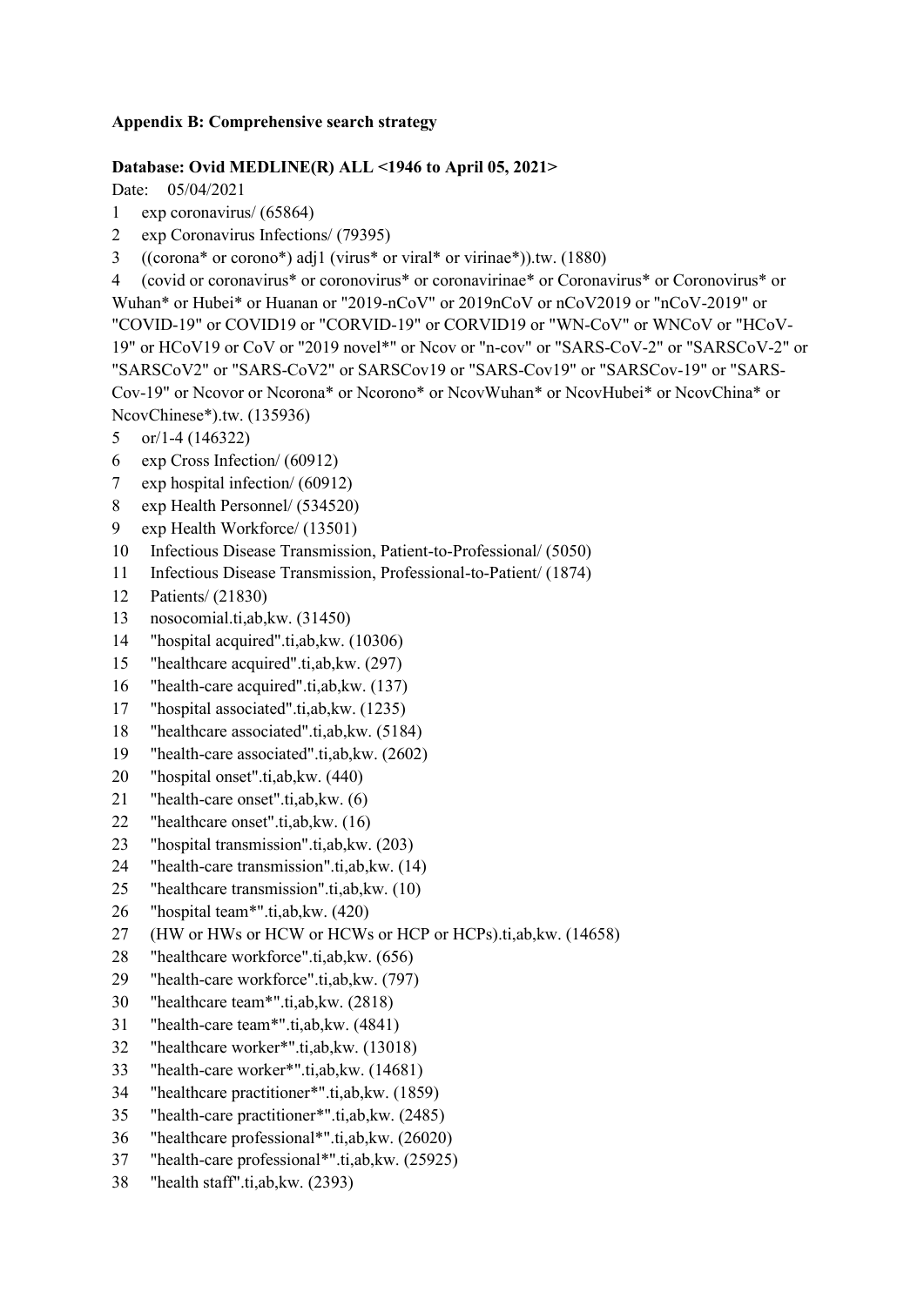**Appendix B: Comprehensive search strategy**

**Database: Ovid MEDLINE(R) ALL <1946 to April 05, 2021>**

Date: 05/04/2021

1 exp coronavirus/ (65864)

2 exp Coronavirus Infections/ (79395)

3 ((corona* or corono*) adj1 (virus* or viral* or virinae*)).tw. (1880)

4 (covid or coronavirus* or coronovirus* or coronavirinae* or Coronavirus* or Coronovirus* or Wuhan* or Hubei* or Huanan or "2019-nCoV" or 2019nCoV or nCoV2019 or "nCoV-2019" or "COVID-19" or COVID19 or "CORVID-19" or CORVID19 or "WN-CoV" or WNCoV or "HCoV-19" or HCoV19 or CoV or "2019 novel*" or Ncov or "n-cov" or "SARS-CoV-2" or "SARSCoV-2" or "SARSCoV2" or "SARS-CoV2" or SARSCov19 or "SARS-Cov19" or "SARSCov-19" or "SARS-Cov-19" or Ncovor or Ncorona* or Ncorono* or NcovWuhan* or NcovHubei* or NcovChina* or NcovChinese*).tw. (135936)

5 or/1-4 (146322)

6 exp Cross Infection/ (60912)

7 exp hospital infection/ (60912)

8 exp Health Personnel/ (534520)

9 exp Health Workforce/ (13501)

10 Infectious Disease Transmission, Patient-to-Professional/ (5050)

11 Infectious Disease Transmission, Professional-to-Patient/ (1874)

12 Patients/ (21830)

13 nosocomial.ti,ab,kw. (31450)

14 "hospital acquired".ti,ab,kw. (10306)

15 "healthcare acquired".ti,ab,kw. (297)

16 "health-care acquired".ti,ab,kw. (137)

17 "hospital associated".ti,ab,kw. (1235)

18 "healthcare associated".ti,ab,kw. (5184)

19 "health-care associated".ti,ab,kw. (2602)

20 "hospital onset".ti,ab,kw. (440)

21 "health-care onset".ti,ab,kw. (6)

22 "healthcare onset".ti,ab,kw. (16)

23 "hospital transmission".ti,ab,kw. (203)

24 "health-care transmission".ti,ab,kw. (14)

25 "healthcare transmission".ti,ab,kw. (10)

26 "hospital team*".ti,ab,kw. (420)

27 (HW or HWs or HCW or HCWs or HCP or HCPs).ti,ab,kw. (14658)

28 "healthcare workforce".ti,ab,kw. (656)

29 "health-care workforce".ti,ab,kw. (797)

30 "healthcare team*".ti,ab,kw. (2818)

31 "health-care team*".ti,ab,kw. (4841)

32 "healthcare worker*".ti,ab,kw. (13018)

33 "health-care worker*".ti,ab,kw. (14681)

34 "healthcare practitioner*".ti,ab,kw. (1859)

35 "health-care practitioner*".ti,ab,kw. (2485)

36 "healthcare professional*".ti,ab,kw. (26020)

37 "health-care professional*".ti,ab,kw. (25925)

38 "health staff".ti,ab,kw. (2393)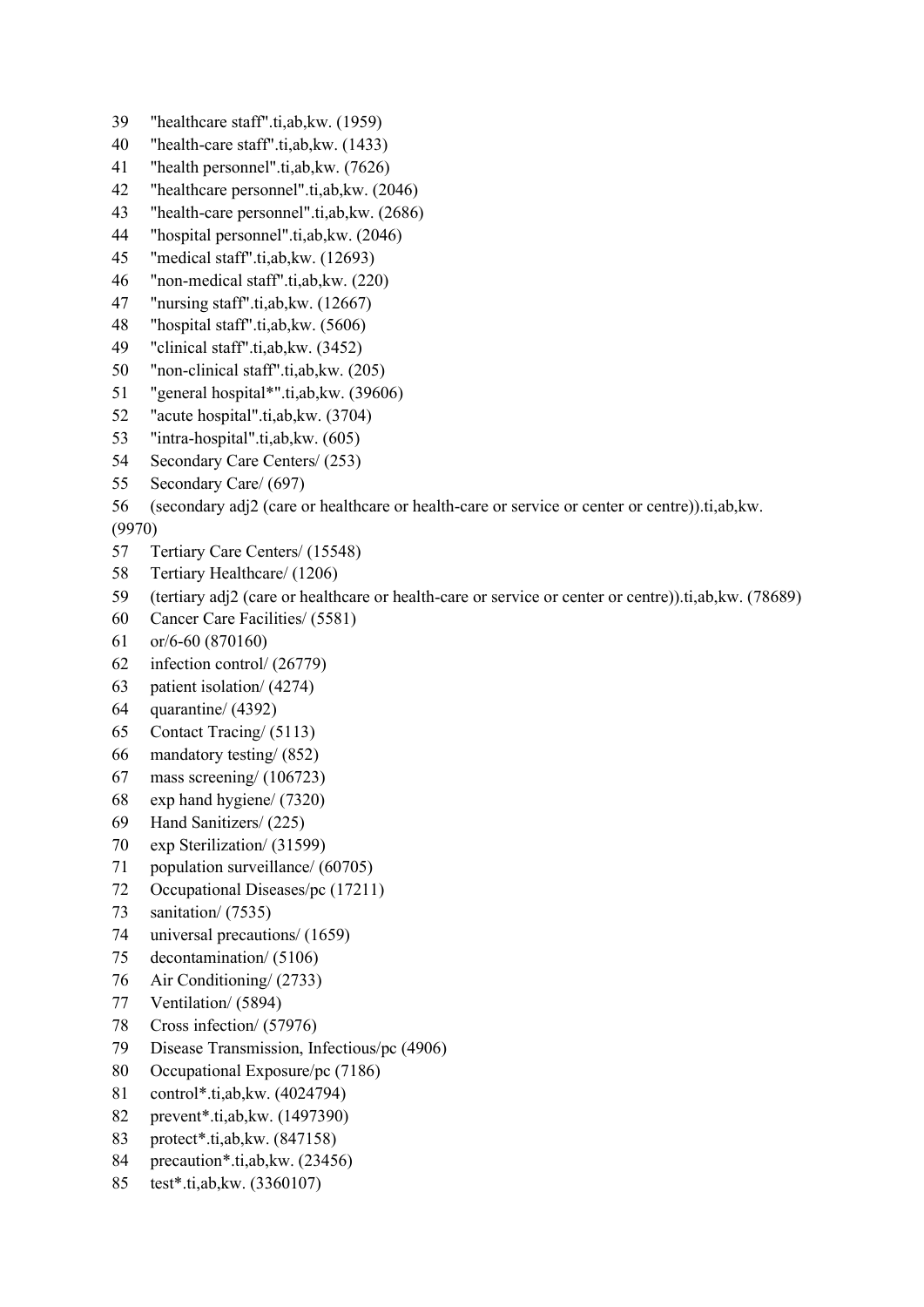39 "healthcare staff".ti,ab,kw. (1959)
40 "health-care staff".ti,ab,kw. (1433)
41 "health personnel".ti,ab,kw. (7626)
42 "healthcare personnel".ti,ab,kw. (2046)
43 "health-care personnel".ti,ab,kw. (2686)
44 "hospital personnel".ti,ab,kw. (2046)
45 "medical staff".ti,ab,kw. (12693)
46 "non-medical staff".ti,ab,kw. (220)
47 "nursing staff".ti,ab,kw. (12667)
48 "hospital staff".ti,ab,kw. (5606)
49 "clinical staff".ti,ab,kw. (3452)
50 "non-clinical staff".ti,ab,kw. (205)
51 "general hospital*".ti,ab,kw. (39606)
52 "acute hospital".ti,ab,kw. (3704)
53 "intra-hospital".ti,ab,kw. (605)
54 Secondary Care Centers/ (253)
55 Secondary Care/ (697)
56 (secondary adj2 (care or healthcare or health-care or service or center or centre)).ti,ab,kw. (9970)
57 Tertiary Care Centers/ (15548)
58 Tertiary Healthcare/ (1206)
59 (tertiary adj2 (care or healthcare or health-care or service or center or centre)).ti,ab,kw. (78689)
60 Cancer Care Facilities/ (5581)
61 or/6-60 (870160)
62 infection control/ (26779)
63 patient isolation/ (4274)
64 quarantine/ (4392)
65 Contact Tracing/ (5113)
66 mandatory testing/ (852)
67 mass screening/ (106723)
68 exp hand hygiene/ (7320)
69 Hand Sanitizers/ (225)
70 exp Sterilization/ (31599)
71 population surveillance/ (60705)
72 Occupational Diseases/pc (17211)
73 sanitation/ (7535)
74 universal precautions/ (1659)
75 decontamination/ (5106)
76 Air Conditioning/ (2733)
77 Ventilation/ (5894)
78 Cross infection/ (57976)
79 Disease Transmission, Infectious/pc (4906)
80 Occupational Exposure/pc (7186)
81 control*.ti,ab,kw. (4024794)
82 prevent*.ti,ab,kw. (1497390)
83 protect*.ti,ab,kw. (847158)
84 precaution*.ti,ab,kw. (23456)
85 test*.ti,ab,kw. (3360107)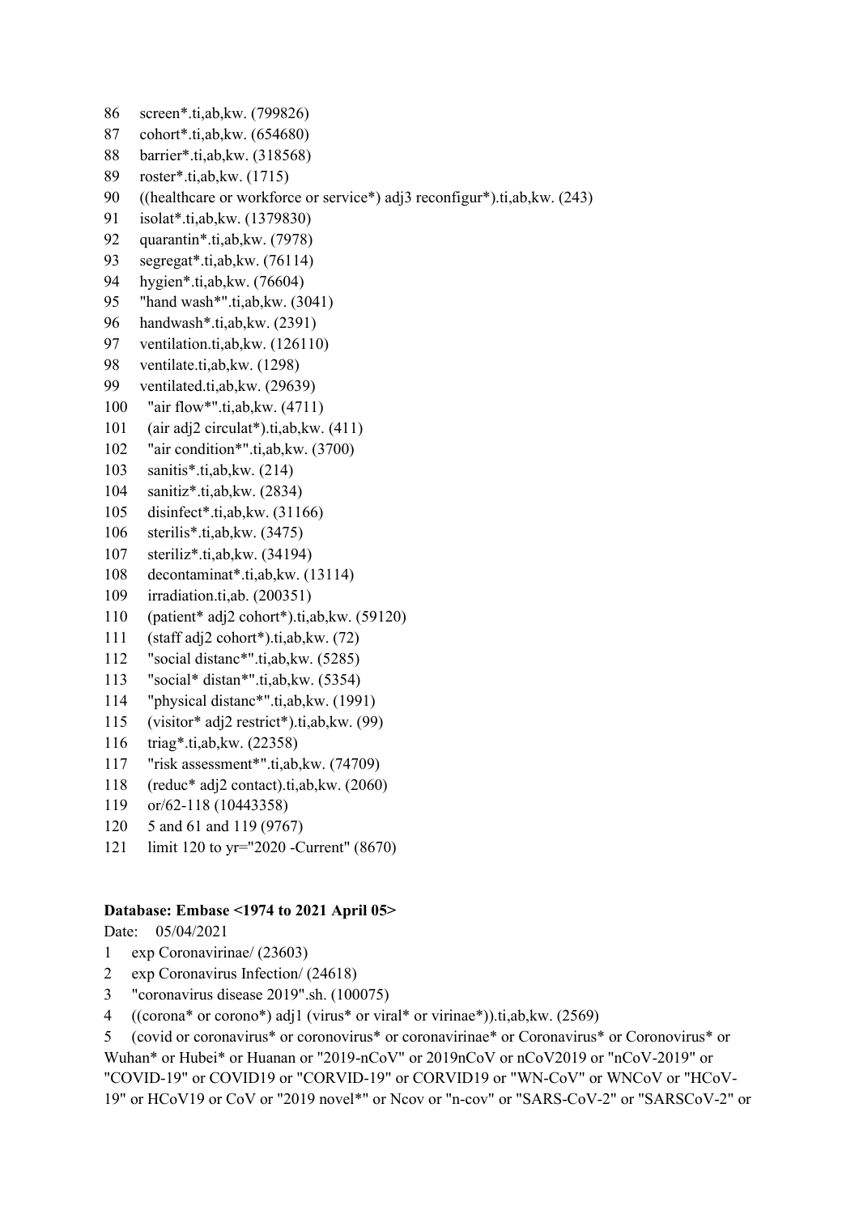86 screen*.ti,ab,kw. (799826)

87 cohort*.ti,ab,kw. (654680)

88 barrier*.ti,ab,kw. (318568)

89 roster*.ti,ab,kw. (1715)

90 ((healthcare or workforce or service*) adj3 reconfigur*).ti,ab,kw. (243)

91 isolat*.ti,ab,kw. (1379830)

92 quarantin*.ti,ab,kw. (7978)

93 segregat*.ti,ab,kw. (76114)

94 hygien*.ti,ab,kw. (76604)

95 "hand wash*".ti,ab,kw. (3041)

96 handwash*.ti,ab,kw. (2391)

97 ventilation.ti,ab,kw. (126110)

98 ventilate.ti,ab,kw. (1298)

99 ventilated.ti,ab,kw. (29639)

100 "air flow*".ti,ab,kw. (4711)

101 (air adj2 circulat*).ti,ab,kw. (411)

102 "air condition*".ti,ab,kw. (3700)

103 sanitis*.ti,ab,kw. (214)

104 sanitiz*.ti,ab,kw. (2834)

105 disinfect*.ti,ab,kw. (31166)

106 sterilis*.ti,ab,kw. (3475)

107 steriliz*.ti,ab,kw. (34194)

108 decontaminat*.ti,ab,kw. (13114)

109 irradiation.ti,ab. (200351)

110 (patient* adj2 cohort*).ti,ab,kw. (59120)

111 (staff adj2 cohort*).ti,ab,kw. (72)

112 "social distanc*".ti,ab,kw. (5285)

113 "social* distan*".ti,ab,kw. (5354)

114 "physical distanc*".ti,ab,kw. (1991)

115 (visitor* adj2 restrict*).ti,ab,kw. (99)

116 triag*.ti,ab,kw. (22358)

117 "risk assessment*".ti,ab,kw. (74709)

118 (reduc* adj2 contact).ti,ab,kw. (2060)

119 or/62-118 (10443358)

120 5 and 61 and 119 (9767)

121 limit 120 to yr="2020 -Current" (8670)

**Database: Embase <1974 to 2021 April 05>**

Date: 05/04/2021

1 exp Coronavirinae/ (23603)

2 exp Coronavirus Infection/ (24618)

3 "coronavirus disease 2019".sh. (100075)

4 ((corona* or corono*) adj1 (virus* or viral* or virinae*)).ti,ab,kw. (2569)

5 (covid or coronavirus* or coronovirus* or coronavirinae* or Coronavirus* or Coronovirus* or Wuhan* or Hubei* or Huanan or "2019-nCoV" or 2019nCoV or nCoV2019 or "nCoV-2019" or "COVID-19" or COVID19 or "CORVID-19" or CORVID19 or "WN-CoV" or WNCoV or "HCoV-19" or HCoV19 or CoV or "2019 novel*" or Ncov or "n-cov" or "SARS-CoV-2" or "SARSCoV-2" or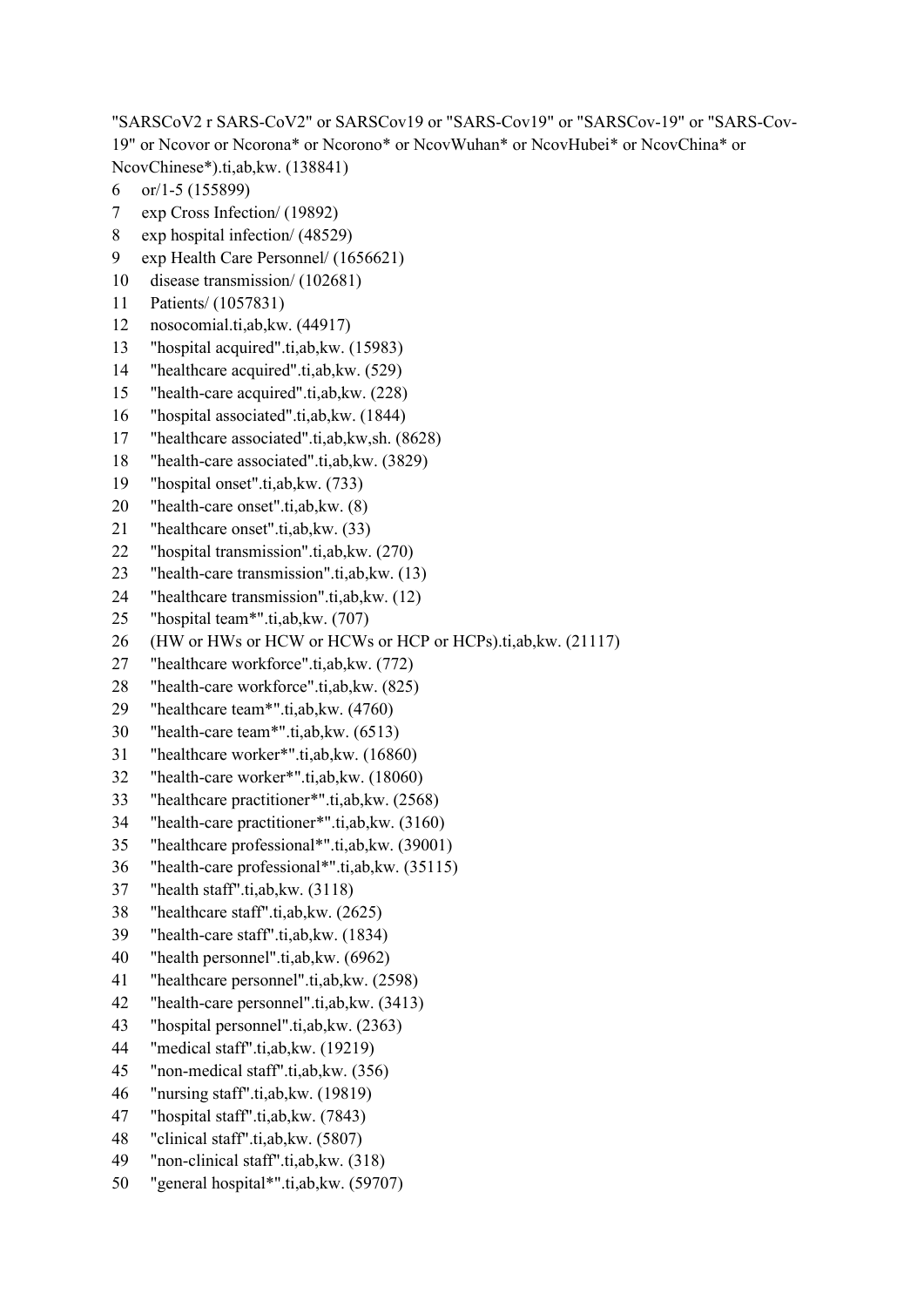"SARSCoV2 r SARS-CoV2" or SARSCov19 or "SARS-Cov19" or "SARSCov-19" or "SARS-Cov-19" or Ncovor or Ncorona* or Ncorono* or NcovWuhan* or NcovHubei* or NcovChina* or NcovChinese*).ti,ab,kw. (138841)

6 or/1-5 (155899)
7 exp Cross Infection/ (19892)
8 exp hospital infection/ (48529)
9 exp Health Care Personnel/ (1656621)
10 disease transmission/ (102681)
11 Patients/ (1057831)
12 nosocomial.ti,ab,kw. (44917)
13 "hospital acquired".ti,ab,kw. (15983)
14 "healthcare acquired".ti,ab,kw. (529)
15 "health-care acquired".ti,ab,kw. (228)
16 "hospital associated".ti,ab,kw. (1844)
17 "healthcare associated".ti,ab,kw,sh. (8628)
18 "health-care associated".ti,ab,kw. (3829)
19 "hospital onset".ti,ab,kw. (733)
20 "health-care onset".ti,ab,kw. (8)
21 "healthcare onset".ti,ab,kw. (33)
22 "hospital transmission".ti,ab,kw. (270)
23 "health-care transmission".ti,ab,kw. (13)
24 "healthcare transmission".ti,ab,kw. (12)
25 "hospital team*".ti,ab,kw. (707)
26 (HW or HWs or HCW or HCWs or HCP or HCPs).ti,ab,kw. (21117)
27 "healthcare workforce".ti,ab,kw. (772)
28 "health-care workforce".ti,ab,kw. (825)
29 "healthcare team*".ti,ab,kw. (4760)
30 "health-care team*".ti,ab,kw. (6513)
31 "healthcare worker*".ti,ab,kw. (16860)
32 "health-care worker*".ti,ab,kw. (18060)
33 "healthcare practitioner*".ti,ab,kw. (2568)
34 "health-care practitioner*".ti,ab,kw. (3160)
35 "healthcare professional*".ti,ab,kw. (39001)
36 "health-care professional*".ti,ab,kw. (35115)
37 "health staff".ti,ab,kw. (3118)
38 "healthcare staff".ti,ab,kw. (2625)
39 "health-care staff".ti,ab,kw. (1834)
40 "health personnel".ti,ab,kw. (6962)
41 "healthcare personnel".ti,ab,kw. (2598)
42 "health-care personnel".ti,ab,kw. (3413)
43 "hospital personnel".ti,ab,kw. (2363)
44 "medical staff".ti,ab,kw. (19219)
45 "non-medical staff".ti,ab,kw. (356)
46 "nursing staff".ti,ab,kw. (19819)
47 "hospital staff".ti,ab,kw. (7843)
48 "clinical staff".ti,ab,kw. (5807)
49 "non-clinical staff".ti,ab,kw. (318)
50 "general hospital*".ti,ab,kw. (59707)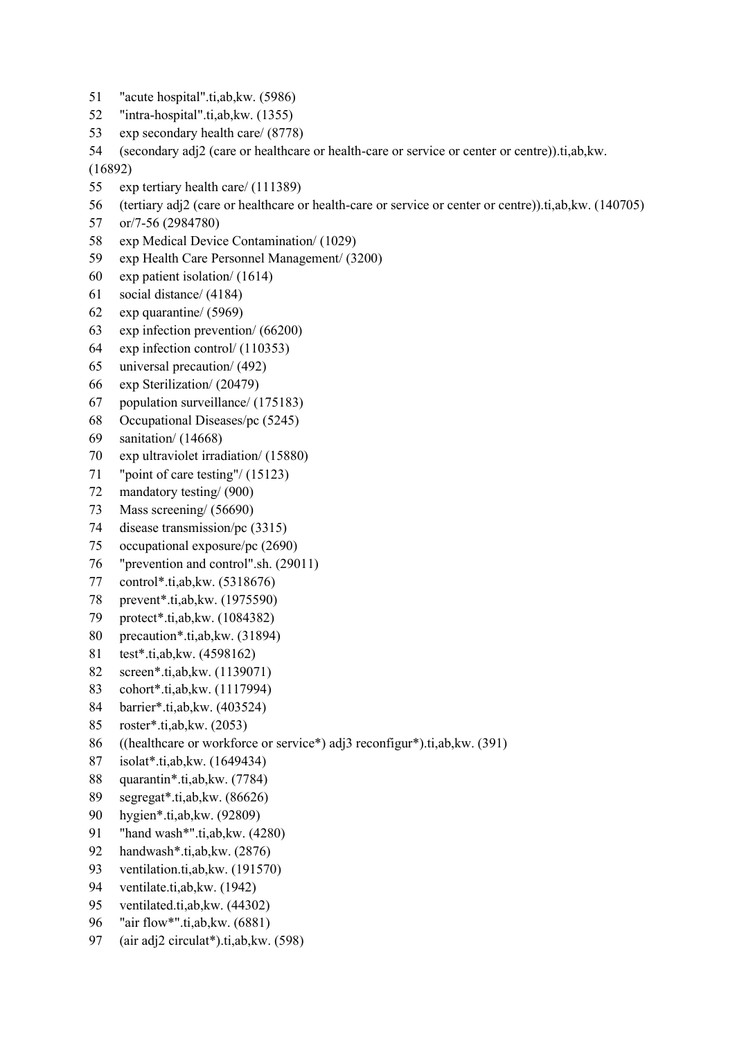51 "acute hospital".ti,ab,kw. (5986)
52 "intra-hospital".ti,ab,kw. (1355)
53 exp secondary health care/ (8778)
54 (secondary adj2 (care or healthcare or health-care or service or center or centre)).ti,ab,kw. (16892)
55 exp tertiary health care/ (111389)
56 (tertiary adj2 (care or healthcare or health-care or service or center or centre)).ti,ab,kw. (140705)
57 or/7-56 (2984780)
58 exp Medical Device Contamination/ (1029)
59 exp Health Care Personnel Management/ (3200)
60 exp patient isolation/ (1614)
61 social distance/ (4184)
62 exp quarantine/ (5969)
63 exp infection prevention/ (66200)
64 exp infection control/ (110353)
65 universal precaution/ (492)
66 exp Sterilization/ (20479)
67 population surveillance/ (175183)
68 Occupational Diseases/pc (5245)
69 sanitation/ (14668)
70 exp ultraviolet irradiation/ (15880)
71 "point of care testing"/ (15123)
72 mandatory testing/ (900)
73 Mass screening/ (56690)
74 disease transmission/pc (3315)
75 occupational exposure/pc (2690)
76 "prevention and control".sh. (29011)
77 control*.ti,ab,kw. (5318676)
78 prevent*.ti,ab,kw. (1975590)
79 protect*.ti,ab,kw. (1084382)
80 precaution*.ti,ab,kw. (31894)
81 test*.ti,ab,kw. (4598162)
82 screen*.ti,ab,kw. (1139071)
83 cohort*.ti,ab,kw. (1117994)
84 barrier*.ti,ab,kw. (403524)
85 roster*.ti,ab,kw. (2053)
86 ((healthcare or workforce or service*) adj3 reconfigur*).ti,ab,kw. (391)
87 isolat*.ti,ab,kw. (1649434)
88 quarantin*.ti,ab,kw. (7784)
89 segregat*.ti,ab,kw. (86626)
90 hygien*.ti,ab,kw. (92809)
91 "hand wash*".ti,ab,kw. (4280)
92 handwash*.ti,ab,kw. (2876)
93 ventilation.ti,ab,kw. (191570)
94 ventilate.ti,ab,kw. (1942)
95 ventilated.ti,ab,kw. (44302)
96 "air flow*".ti,ab,kw. (6881)
97 (air adj2 circulat*).ti,ab,kw. (598)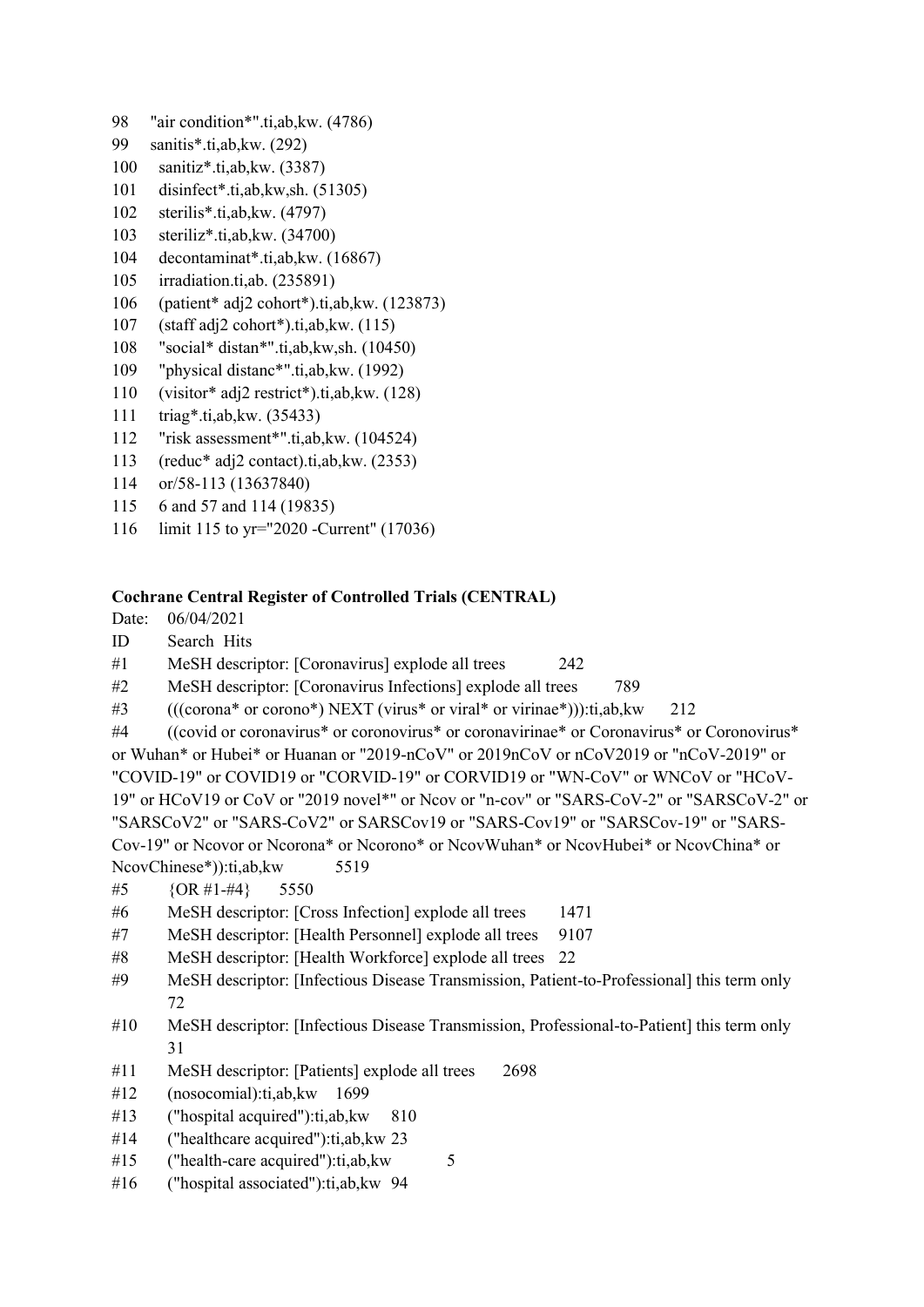98 "air condition*".ti,ab,kw. (4786)
99 sanitis*.ti,ab,kw. (292)
100 sanitiz*.ti,ab,kw. (3387)
101 disinfect*.ti,ab,kw,sh. (51305)
102 sterilis*.ti,ab,kw. (4797)
103 steriliz*.ti,ab,kw. (34700)
104 decontaminat*.ti,ab,kw. (16867)
105 irradiation.ti,ab. (235891)
106 (patient* adj2 cohort*).ti,ab,kw. (123873)
107 (staff adj2 cohort*).ti,ab,kw. (115)
108 "social* distan*".ti,ab,kw,sh. (10450)
109 "physical distanc*".ti,ab,kw. (1992)
110 (visitor* adj2 restrict*).ti,ab,kw. (128)
111 triag*.ti,ab,kw. (35433)
112 "risk assessment*".ti,ab,kw. (104524)
113 (reduc* adj2 contact).ti,ab,kw. (2353)
114 or/58-113 (13637840)
115 6 and 57 and 114 (19835)
116 limit 115 to yr="2020 -Current" (17036)

**Cochrane Central Register of Controlled Trials (CENTRAL)**

Date: 06/04/2021

ID Search Hits

#1 MeSH descriptor: [Coronavirus] explode all trees 242

#2 MeSH descriptor: [Coronavirus Infections] explode all trees 789

#3 (((corona* or corono*) NEXT (virus* or viral* or virinae*))):ti,ab,kw 212

#4 ((covid or coronavirus* or coronovirus* or coronavirinae* or Coronavirus* or Coronovirus* or Wuhan* or Hubei* or Huanan or "2019-nCoV" or 2019nCoV or nCoV2019 or "nCoV-2019" or "COVID-19" or COVID19 or "CORVID-19" or CORVID19 or "WN-CoV" or WNCoV or "HCoV-19" or HCoV19 or CoV or "2019 novel*" or Ncov or "n-cov" or "SARS-CoV-2" or "SARSCoV-2" or "SARSCoV2" or "SARS-CoV2" or SARSCov19 or "SARS-Cov19" or "SARSCov-19" or "SARS-Cov-19" or Ncovor or Ncorona* or Ncorono* or NcovWuhan* or NcovHubei* or NcovChina* or NcovChinese*)):ti,ab,kw 5519

#5 {OR #1-#4} 5550

#6 MeSH descriptor: [Cross Infection] explode all trees 1471

#7 MeSH descriptor: [Health Personnel] explode all trees 9107

#8 MeSH descriptor: [Health Workforce] explode all trees 22

#9 MeSH descriptor: [Infectious Disease Transmission, Patient-to-Professional] this term only 72

#10 MeSH descriptor: [Infectious Disease Transmission, Professional-to-Patient] this term only 31

#11 MeSH descriptor: [Patients] explode all trees 2698

#12 (nosocomial):ti,ab,kw 1699

#13 ("hospital acquired"):ti,ab,kw 810

#14 ("healthcare acquired"):ti,ab,kw 23

#15 ("health-care acquired"):ti,ab,kw 5

#16 ("hospital associated"):ti,ab,kw 94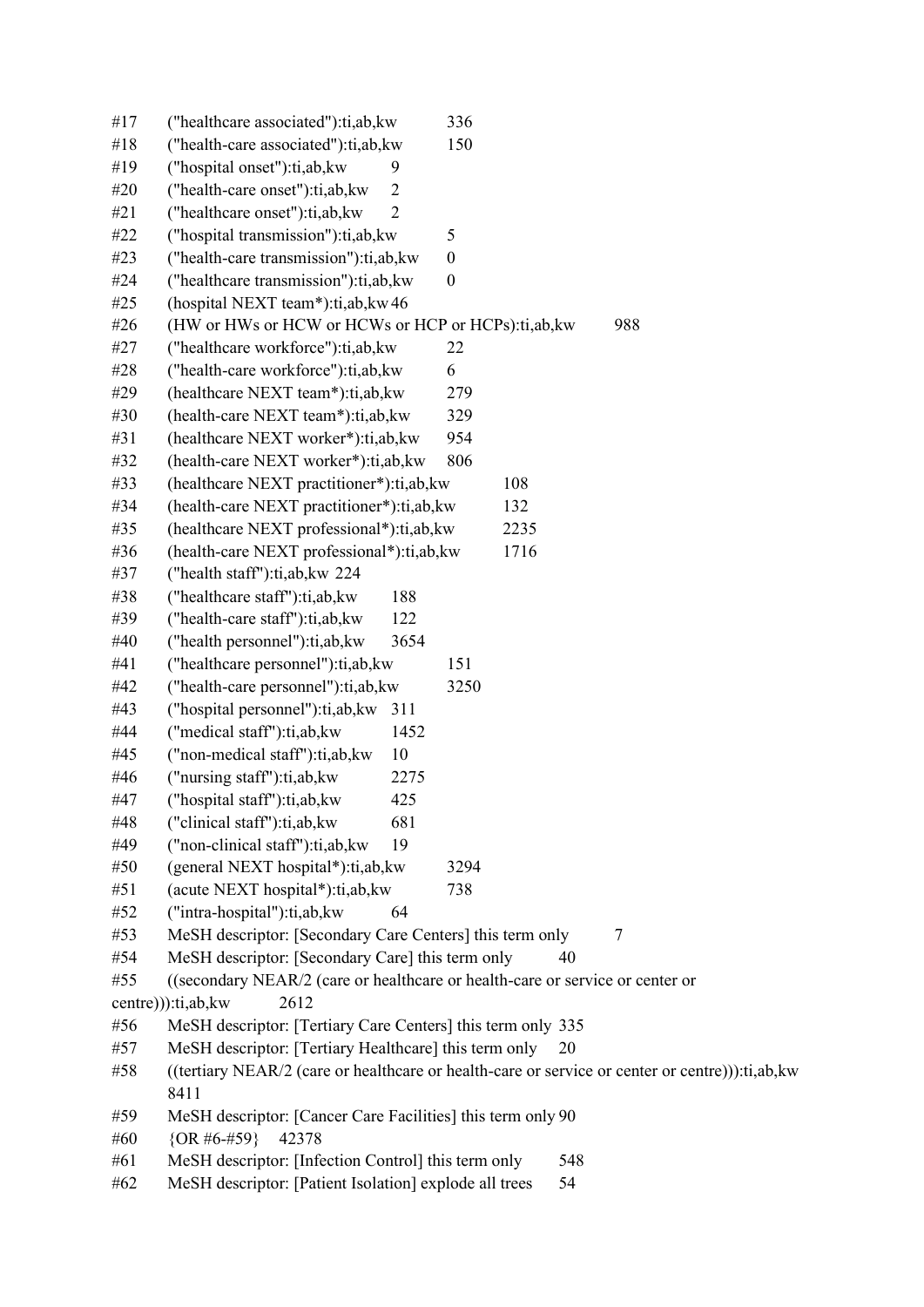#17 ("healthcare associated"):ti,ab,kw 336
#18 ("health-care associated"):ti,ab,kw 150
#19 ("hospital onset"):ti,ab,kw 9
#20 ("health-care onset"):ti,ab,kw 2
#21 ("healthcare onset"):ti,ab,kw 2
#22 ("hospital transmission"):ti,ab,kw 5
#23 ("health-care transmission"):ti,ab,kw 0
#24 ("healthcare transmission"):ti,ab,kw 0
#25 (hospital NEXT team*):ti,ab,kw 46
#26 (HW or HWs or HCW or HCWs or HCP or HCPs):ti,ab,kw 988
#27 ("healthcare workforce"):ti,ab,kw 22
#28 ("health-care workforce"):ti,ab,kw 6
#29 (healthcare NEXT team*):ti,ab,kw 279
#30 (health-care NEXT team*):ti,ab,kw 329
#31 (healthcare NEXT worker*):ti,ab,kw 954
#32 (health-care NEXT worker*):ti,ab,kw 806
#33 (healthcare NEXT practitioner*):ti,ab,kw 108
#34 (health-care NEXT practitioner*):ti,ab,kw 132
#35 (healthcare NEXT professional*):ti,ab,kw 2235
#36 (health-care NEXT professional*):ti,ab,kw 1716
#37 ("health staff"):ti,ab,kw 224
#38 ("healthcare staff"):ti,ab,kw 188
#39 ("health-care staff"):ti,ab,kw 122
#40 ("health personnel"):ti,ab,kw 3654
#41 ("healthcare personnel"):ti,ab,kw 151
#42 ("health-care personnel"):ti,ab,kw 3250
#43 ("hospital personnel"):ti,ab,kw 311
#44 ("medical staff"):ti,ab,kw 1452
#45 ("non-medical staff"):ti,ab,kw 10
#46 ("nursing staff"):ti,ab,kw 2275
#47 ("hospital staff"):ti,ab,kw 425
#48 ("clinical staff"):ti,ab,kw 681
#49 ("non-clinical staff"):ti,ab,kw 19
#50 (general NEXT hospital*):ti,ab,kw 3294
#51 (acute NEXT hospital*):ti,ab,kw 738
#52 ("intra-hospital"):ti,ab,kw 64
#53 MeSH descriptor: [Secondary Care Centers] this term only 7
#54 MeSH descriptor: [Secondary Care] this term only 40
#55 ((secondary NEAR/2 (care or healthcare or health-care or service or center or centre))):ti,ab,kw 2612
#56 MeSH descriptor: [Tertiary Care Centers] this term only 335
#57 MeSH descriptor: [Tertiary Healthcare] this term only 20
#58 ((tertiary NEAR/2 (care or healthcare or health-care or service or center or centre))):ti,ab,kw 8411
#59 MeSH descriptor: [Cancer Care Facilities] this term only 90
#60 {OR #6-#59} 42378
#61 MeSH descriptor: [Infection Control] this term only 548
#62 MeSH descriptor: [Patient Isolation] explode all trees 54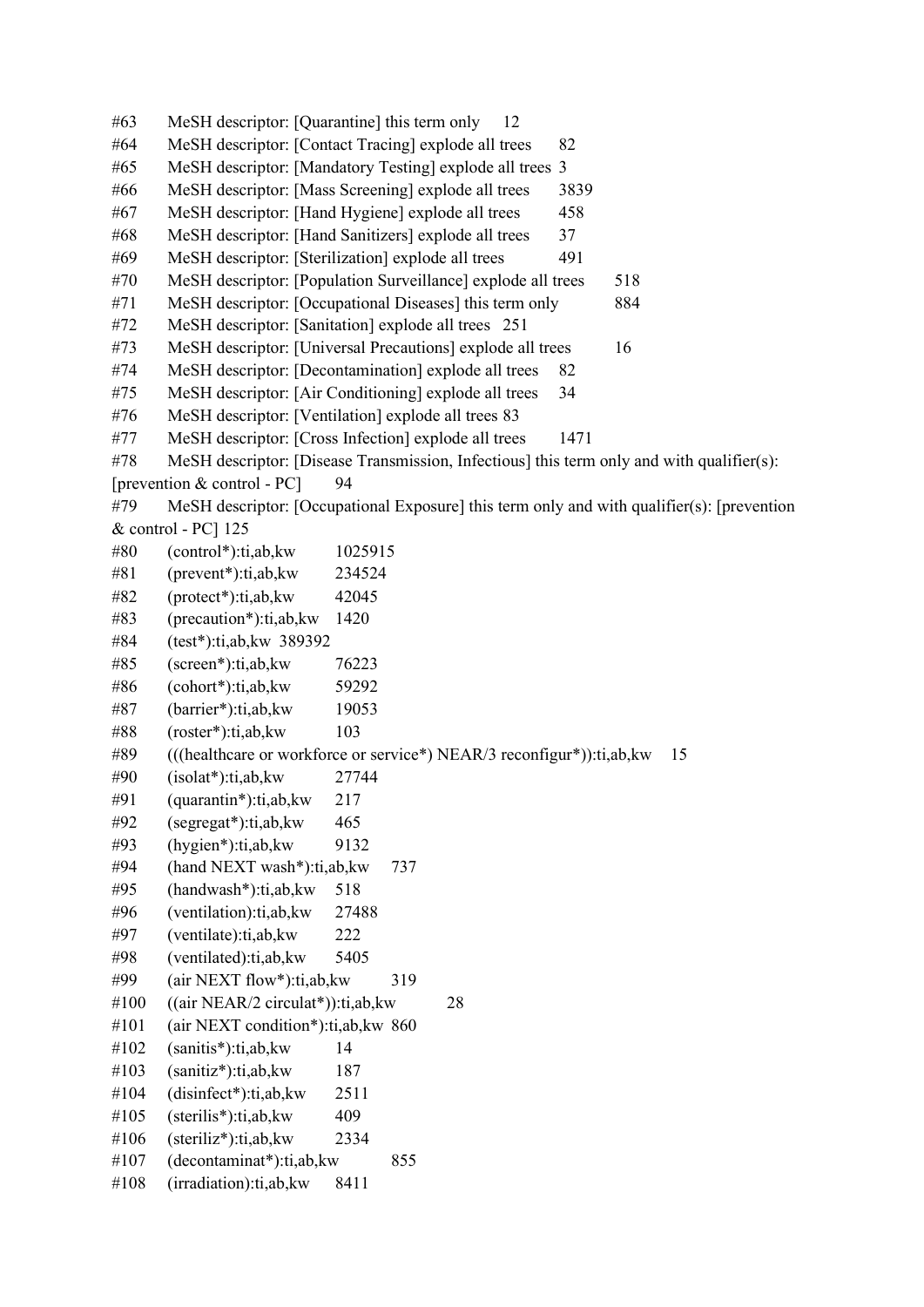#63 MeSH descriptor: [Quarantine] this term only 12
#64 MeSH descriptor: [Contact Tracing] explode all trees 82
#65 MeSH descriptor: [Mandatory Testing] explode all trees 3
#66 MeSH descriptor: [Mass Screening] explode all trees 3839
#67 MeSH descriptor: [Hand Hygiene] explode all trees 458
#68 MeSH descriptor: [Hand Sanitizers] explode all trees 37
#69 MeSH descriptor: [Sterilization] explode all trees 491
#70 MeSH descriptor: [Population Surveillance] explode all trees 518
#71 MeSH descriptor: [Occupational Diseases] this term only 884
#72 MeSH descriptor: [Sanitation] explode all trees 251
#73 MeSH descriptor: [Universal Precautions] explode all trees 16
#74 MeSH descriptor: [Decontamination] explode all trees 82
#75 MeSH descriptor: [Air Conditioning] explode all trees 34
#76 MeSH descriptor: [Ventilation] explode all trees 83
#77 MeSH descriptor: [Cross Infection] explode all trees 1471
#78 MeSH descriptor: [Disease Transmission, Infectious] this term only and with qualifier(s): [prevention & control - PC] 94
#79 MeSH descriptor: [Occupational Exposure] this term only and with qualifier(s): [prevention & control - PC] 125
#80 (control*):ti,ab,kw 1025915
#81 (prevent*):ti,ab,kw 234524
#82 (protect*):ti,ab,kw 42045
#83 (precaution*):ti,ab,kw 1420
#84 (test*):ti,ab,kw 389392
#85 (screen*):ti,ab,kw 76223
#86 (cohort*):ti,ab,kw 59292
#87 (barrier*):ti,ab,kw 19053
#88 (roster*):ti,ab,kw 103
#89 (((healthcare or workforce or service*) NEAR/3 reconfigur*)):ti,ab,kw 15
#90 (isolat*):ti,ab,kw 27744
#91 (quarantin*):ti,ab,kw 217
#92 (segregat*):ti,ab,kw 465
#93 (hygien*):ti,ab,kw 9132
#94 (hand NEXT wash*):ti,ab,kw 737
#95 (handwash*):ti,ab,kw 518
#96 (ventilation):ti,ab,kw 27488
#97 (ventilate):ti,ab,kw 222
#98 (ventilated):ti,ab,kw 5405
#99 (air NEXT flow*):ti,ab,kw 319
#100 ((air NEAR/2 circulat*)):ti,ab,kw 28
#101 (air NEXT condition*):ti,ab,kw 860
#102 (sanitis*):ti,ab,kw 14
#103 (sanitiz*):ti,ab,kw 187
#104 (disinfect*):ti,ab,kw 2511
#105 (sterilis*):ti,ab,kw 409
#106 (steriliz*):ti,ab,kw 2334
#107 (decontaminat*):ti,ab,kw 855
#108 (irradiation):ti,ab,kw 8411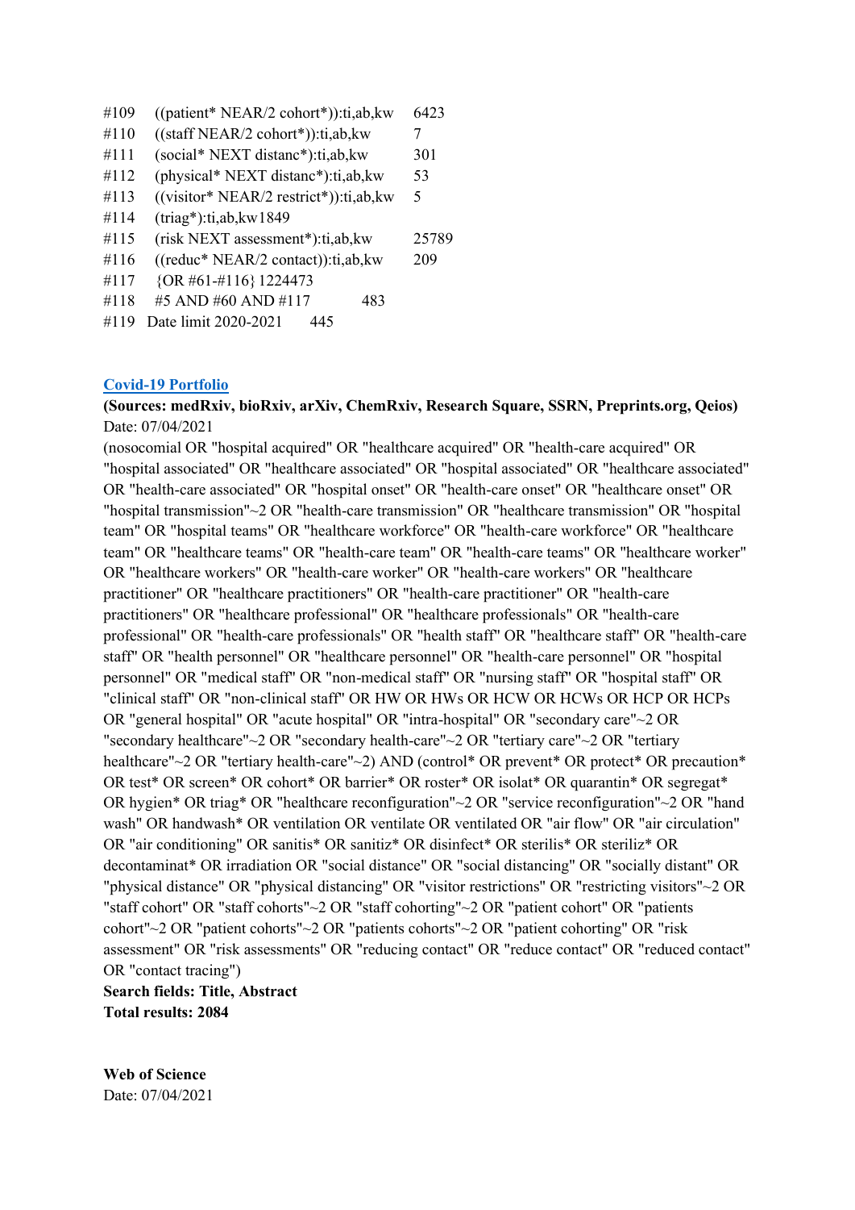| | | |
|---|---|---|
| #109 | ((patient* NEAR/2 cohort*)):ti,ab,kw | 6423 |
| #110 | ((staff NEAR/2 cohort*)):ti,ab,kw | 7 |
| #111 | (social* NEXT distanc*):ti,ab,kw | 301 |
| #112 | (physical* NEXT distanc*):ti,ab,kw | 53 |
| #113 | ((visitor* NEAR/2 restrict*)):ti,ab,kw | 5 |
| #114 | (triag*):ti,ab,kw1849 | |
| #115 | (risk NEXT assessment*):ti,ab,kw | 25789 |
| #116 | ((reduc* NEAR/2 contact)):ti,ab,kw | 209 |
| #117 | {OR #61-#116} 1224473 | |
| #118 | #5 AND #60 AND #117 | 483 |
| #119 | Date limit 2020-2021 | 445 |

### Covid-19 Portfolio

**(Sources: medRxiv, bioRxiv, arXiv, ChemRxiv, Research Square, SSRN, Preprints.org, Qeios)**
Date: 07/04/2021

(nosocomial OR "hospital acquired" OR "healthcare acquired" OR "health-care acquired" OR "hospital associated" OR "healthcare associated" OR "hospital associated" OR "healthcare associated" OR "health-care associated" OR "hospital onset" OR "health-care onset" OR "healthcare onset" OR "hospital transmission"~2 OR "health-care transmission" OR "healthcare transmission" OR "hospital team" OR "hospital teams" OR "healthcare workforce" OR "health-care workforce" OR "healthcare team" OR "healthcare teams" OR "health-care team" OR "health-care teams" OR "healthcare worker" OR "healthcare workers" OR "health-care worker" OR "health-care workers" OR "healthcare practitioner" OR "healthcare practitioners" OR "health-care practitioner" OR "health-care practitioners" OR "healthcare professional" OR "healthcare professionals" OR "health-care professional" OR "health-care professionals" OR "health staff" OR "healthcare staff" OR "health-care staff" OR "health personnel" OR "healthcare personnel" OR "health-care personnel" OR "hospital personnel" OR "medical staff" OR "non-medical staff" OR "nursing staff" OR "hospital staff" OR "clinical staff" OR "non-clinical staff" OR HW OR HWs OR HCW OR HCWs OR HCP OR HCPs OR "general hospital" OR "acute hospital" OR "intra-hospital" OR "secondary care"~2 OR "secondary healthcare"~2 OR "secondary health-care"~2 OR "tertiary care"~2 OR "tertiary healthcare"~2 OR "tertiary health-care"~2) AND (control* OR prevent* OR protect* OR precaution* OR test* OR screen* OR cohort* OR barrier* OR roster* OR isolat* OR quarantin* OR segregat* OR hygien* OR triag* OR "healthcare reconfiguration"~2 OR "service reconfiguration"~2 OR "hand wash" OR handwash* OR ventilation OR ventilate OR ventilated OR "air flow" OR "air circulation" OR "air conditioning" OR sanitis* OR sanitiz* OR disinfect* OR sterilis* OR steriliz* OR decontaminat* OR irradiation OR "social distance" OR "social distancing" OR "socially distant" OR "physical distance" OR "physical distancing" OR "visitor restrictions" OR "restricting visitors"~2 OR "staff cohort" OR "staff cohorts"~2 OR "staff cohorting"~2 OR "patient cohort" OR "patients cohort"~2 OR "patient cohorts"~2 OR "patients cohorts"~2 OR "patient cohorting" OR "risk assessment" OR "risk assessments" OR "reducing contact" OR "reduce contact" OR "reduced contact" OR "contact tracing")

**Search fields: Title, Abstract**
**Total results: 2084**

**Web of Science**
Date: 07/04/2021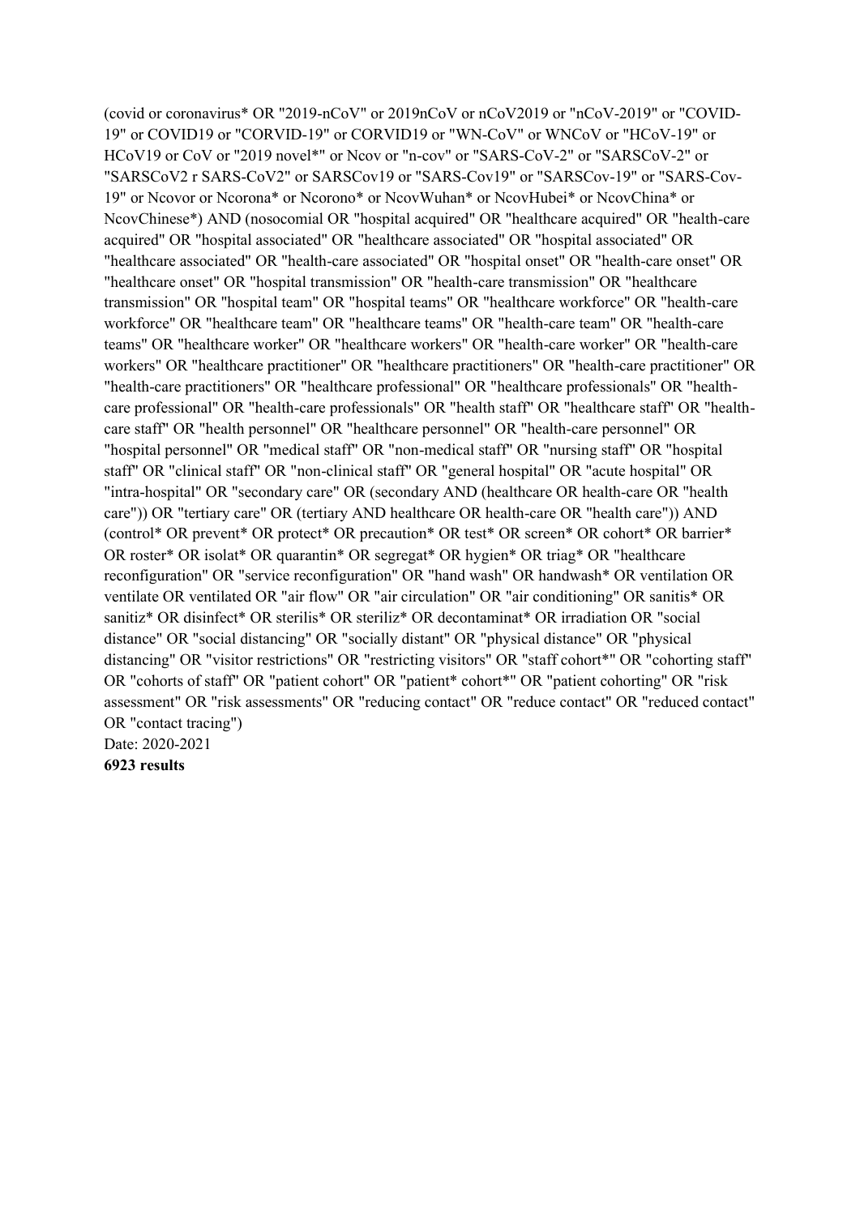(covid or coronavirus* OR "2019-nCoV" or 2019nCoV or nCoV2019 or "nCoV-2019" or "COVID-19" or COVID19 or "CORVID-19" or CORVID19 or "WN-CoV" or WNCoV or "HCoV-19" or HCoV19 or CoV or "2019 novel*" or Ncov or "n-cov" or "SARS-CoV-2" or "SARSCoV-2" or "SARSCoV2 r SARS-CoV2" or SARSCov19 or "SARS-Cov19" or "SARSCov-19" or "SARS-Cov-19" or Ncovor or Ncorona* or Ncorono* or NcovWuhan* or NcovHubei* or NcovChina* or NcovChinese*) AND (nosocomial OR "hospital acquired" OR "healthcare acquired" OR "health-care acquired" OR "hospital associated" OR "healthcare associated" OR "hospital associated" OR "healthcare associated" OR "health-care associated" OR "hospital onset" OR "health-care onset" OR "healthcare onset" OR "hospital transmission" OR "health-care transmission" OR "healthcare transmission" OR "hospital team" OR "hospital teams" OR "healthcare workforce" OR "health-care workforce" OR "healthcare team" OR "healthcare teams" OR "health-care team" OR "health-care teams" OR "healthcare worker" OR "healthcare workers" OR "health-care worker" OR "health-care workers" OR "healthcare practitioner" OR "healthcare practitioners" OR "health-care practitioner" OR "health-care practitioners" OR "healthcare professional" OR "healthcare professionals" OR "health-care professional" OR "health-care professionals" OR "health staff" OR "healthcare staff" OR "health-care staff" OR "health personnel" OR "healthcare personnel" OR "health-care personnel" OR "hospital personnel" OR "medical staff" OR "non-medical staff" OR "nursing staff" OR "hospital staff" OR "clinical staff" OR "non-clinical staff" OR "general hospital" OR "acute hospital" OR "intra-hospital" OR "secondary care" OR (secondary AND (healthcare OR health-care OR "health care")) OR "tertiary care" OR (tertiary AND healthcare OR health-care OR "health care")) AND (control* OR prevent* OR protect* OR precaution* OR test* OR screen* OR cohort* OR barrier* OR roster* OR isolat* OR quarantin* OR segregat* OR hygien* OR triag* OR "healthcare reconfiguration" OR "service reconfiguration" OR "hand wash" OR handwash* OR ventilation OR ventilate OR ventilated OR "air flow" OR "air circulation" OR "air conditioning" OR sanitis* OR sanitiz* OR disinfect* OR sterilis* OR steriliz* OR decontaminat* OR irradiation OR "social distance" OR "social distancing" OR "socially distant" OR "physical distance" OR "physical distancing" OR "visitor restrictions" OR "restricting visitors" OR "staff cohort*" OR "cohorting staff" OR "cohorts of staff" OR "patient cohort" OR "patient* cohort*" OR "patient cohorting" OR "risk assessment" OR "risk assessments" OR "reducing contact" OR "reduce contact" OR "reduced contact" OR "contact tracing")

Date: 2020-2021

**6923 results**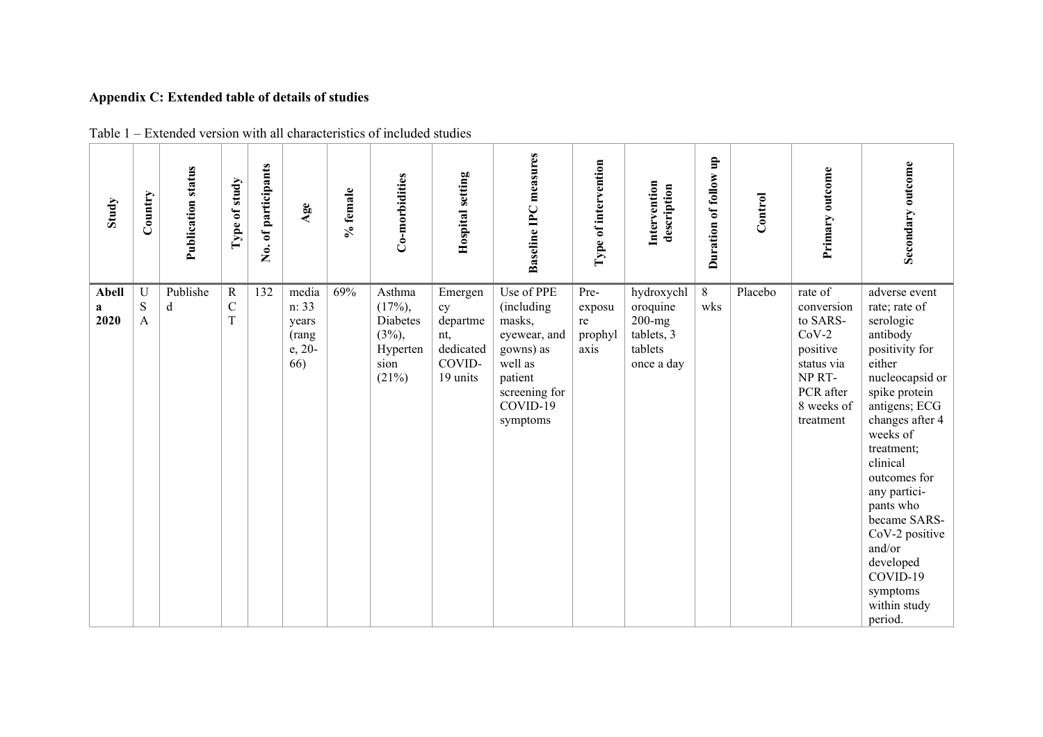**Appendix C: Extended table of details of studies**

Table 1 – Extended version with all characteristics of included studies

| Study | Country | Publication status | Type of study | No. of participants | Age | % female | Co-morbidities | Hospital setting | Baseline IPC measures | Type of intervention | Intervention description | Duration of follow up | Control | Primary outcome | Secondary outcome |
|---|---|---|---|---|---|---|---|---|---|---|---|---|---|---|---|
| **Abella 2020** | USA | Published | RCT | 132 | median: 33 years (range, 20-66) | 69% | Asthma (17%), Diabetes (3%), Hypertension (21%) | Emergency department, dedicated COVID-19 units | Use of PPE (including masks, eyewear, and gowns) as well as patient screening for COVID-19 symptoms | Pre-exposure prophylaxis | hydroxychloroquine 200-mg tablets, 3 tablets once a day | 8 wks | Placebo | rate of conversion to SARS-CoV-2 positive status via NP RT-PCR after 8 weeks of treatment | adverse event rate; rate of serologic antibody positivity for either nucleocapsid or spike protein antigens; ECG changes after 4 weeks of treatment; clinical outcomes for any participants who became SARS-CoV-2 positive and/or developed COVID-19 symptoms within study period. |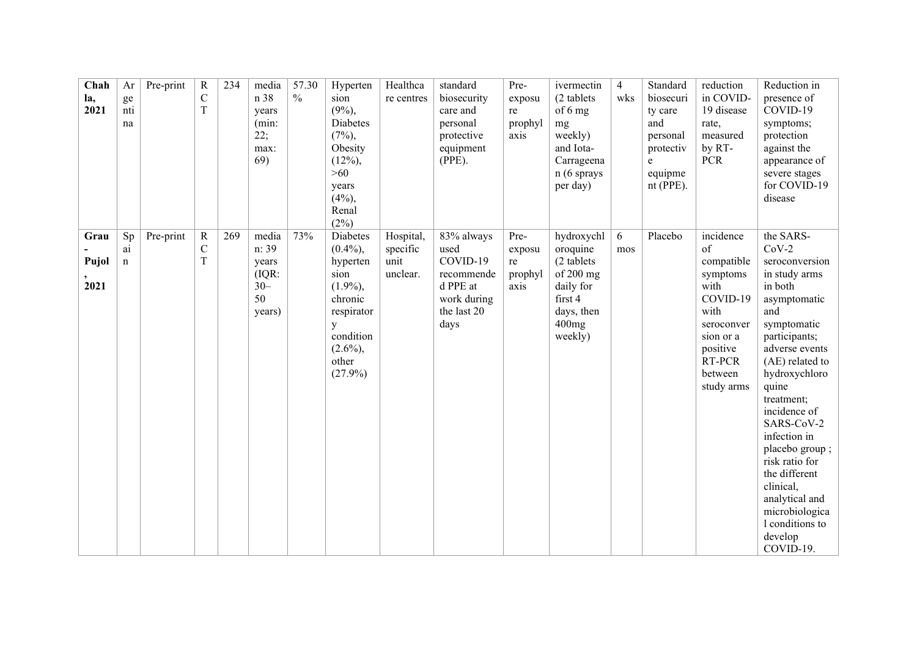| Chahla, 2021 | Argentina | Pre-print | RCT | 234 | median 38 years (min: 22; max: 69) | 57.30 % | Hypertension (9%), Diabetes (7%), Obesity (12%), >60 years (4%), Renal (2%) | Healthcare centres | standard biosecurity care and personal protective equipment (PPE). | Pre-exposure prophylaxis | ivermectin (2 tablets of 6 mg mg weekly) and Iota-Carrageenan (6 sprays per day) | 4 wks | Standard biosecurity care and personal protective equipment (PPE). | reduction in COVID-19 disease rate, measured by RT-PCR | Reduction in presence of COVID-19 symptoms; protection against the appearance of severe stages for COVID-19 disease |
|---|---|---|---|---|---|---|---|---|---|---|---|---|---|---|---|
| Grau-Pujol, 2021 | Spain | Pre-print | RCT | 269 | median: 39 years (IQR: 30–50 years) | 73% | Diabetes (0.4%), hypertension (1.9%), chronic respiratory condition (2.6%), other (27.9%) | Hospital, specific unit unclear. | 83% always used COVID-19 recommended PPE at work during the last 20 days | Pre-exposure prophylaxis | hydroxychloroquine (2 tablets of 200 mg daily for first 4 days, then 400mg weekly) | 6 mos | Placebo | incidence of compatible symptoms with COVID-19 with seroconversion or a positive RT-PCR between study arms | the SARS-CoV-2 seroconversion in study arms in both asymptomatic and symptomatic participants; adverse events (AE) related to hydroxychloroquine treatment; incidence of SARS-CoV-2 infection in placebo group ; risk ratio for the different clinical, analytical and microbiological conditions to develop COVID-19. |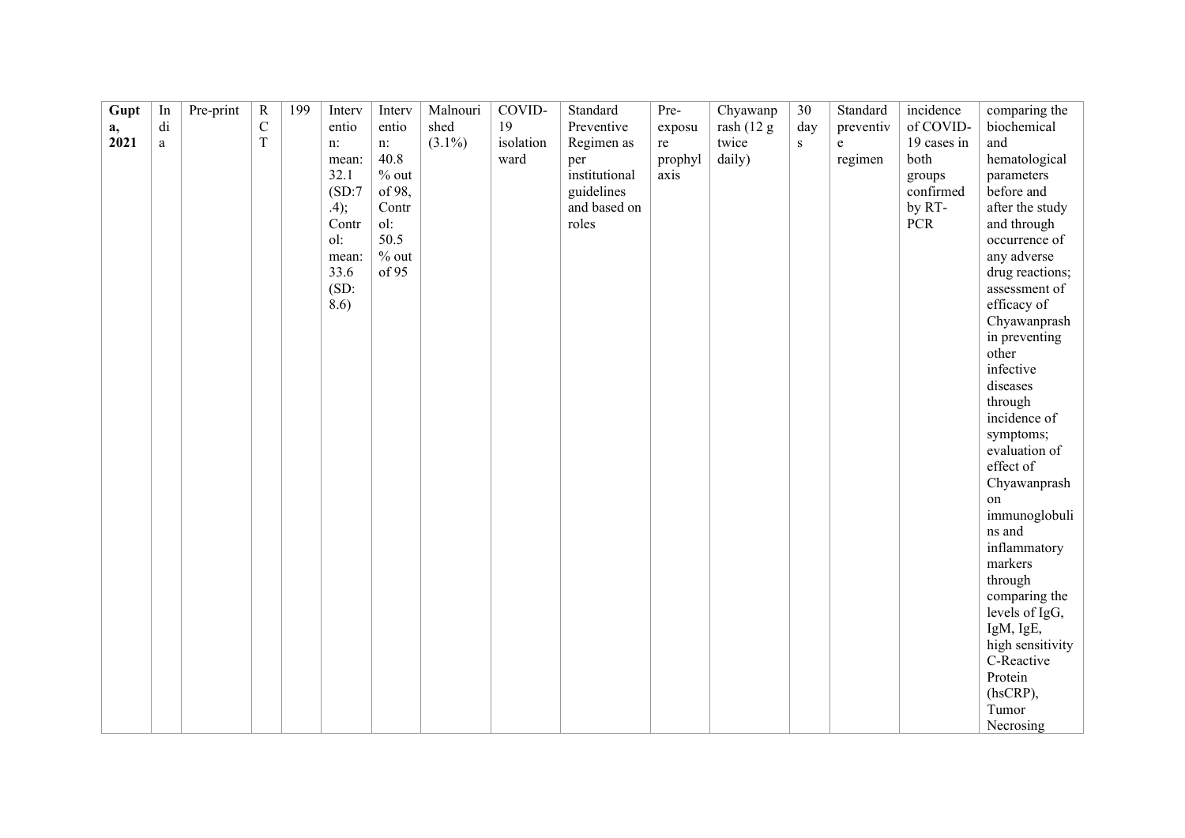| | | | | | | | | | | | | | | | |
|---|---|---|---|---|---|---|---|---|---|---|---|---|---|---|---|
| **Gupta, 2021** | India | Pre-print | RCT | 199 | Intervention: mean: 32.1 (SD:7.4); Control: mean: 33.6 (SD: 8.6) | Intervention: 40.8 % out of 98, Control: 50.5 % out of 95 | Malnourished (3.1%) | COVID-19 isolation ward | Standard Preventive Regimen as per institutional guidelines and based on roles | Pre-exposure prophylaxis | Chyawanprash (12 g twice daily) | 30 days | Standard preventive regimen | incidence of COVID-19 cases in both groups confirmed by RT-PCR | comparing the biochemical and hematological parameters before and after the study and through occurrence of any adverse drug reactions; assessment of efficacy of Chyawanprash in preventing other infective diseases through incidence of symptoms; evaluation of effect of Chyawanprash on immunoglobulins and inflammatory markers through comparing the levels of IgG, IgM, IgE, high sensitivity C-Reactive Protein (hsCRP), Tumor Necrosing |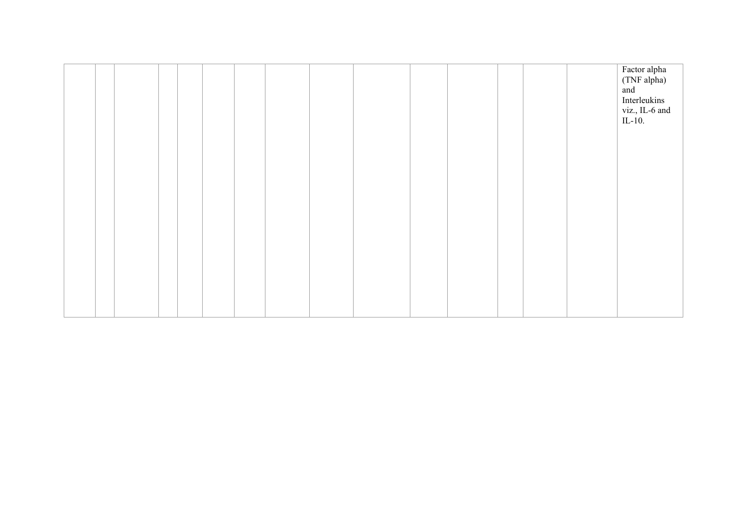| | | | | | | | | | | | | | | | |
|---|---|---|---|---|---|---|---|---|---|---|---|---|---|---|---|
| | | | | | | | | | | | | | | | Factor alpha (TNF alpha) and Interleukins viz., IL-6 and IL-10. |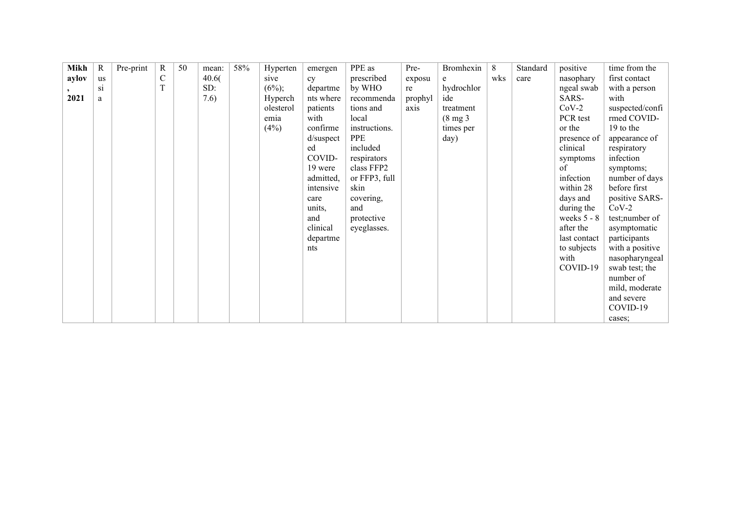| | | | | | | | | | | | | | | | |
|---|---|---|---|---|---|---|---|---|---|---|---|---|---|---|---|
| **Mikhaylov, 2021** | Russia | Pre-print | RCT | 50 | mean: 40.6(SD: 7.6) | 58% | Hypertensive (6%); Hypercholesterolemia (4%) | emergency departments where patients with confirmed/suspected COVID-19 were admitted, intensive care units, and clinical departments | PPE as prescribed by WHO recommendations and local instructions. PPE included respirators class FFP2 or FFP3, full skin covering, and protective eyeglasses. | Pre-exposure prophylaxis | Bromhexine hydrochloride treatment (8 mg 3 times per day) | 8 wks | Standard care | positive nasopharyngeal swab SARS-CoV-2 PCR test or the presence of clinical symptoms of infection within 28 days and during the weeks 5 - 8 after the last contact to subjects with COVID-19 | time from the first contact with a person with suspected/confirmed COVID-19 to the appearance of respiratory infection symptoms; number of days before first positive SARS-CoV-2 test;number of asymptomatic participants with a positive nasopharyngeal swab test; the number of mild, moderate and severe COVID-19 cases; |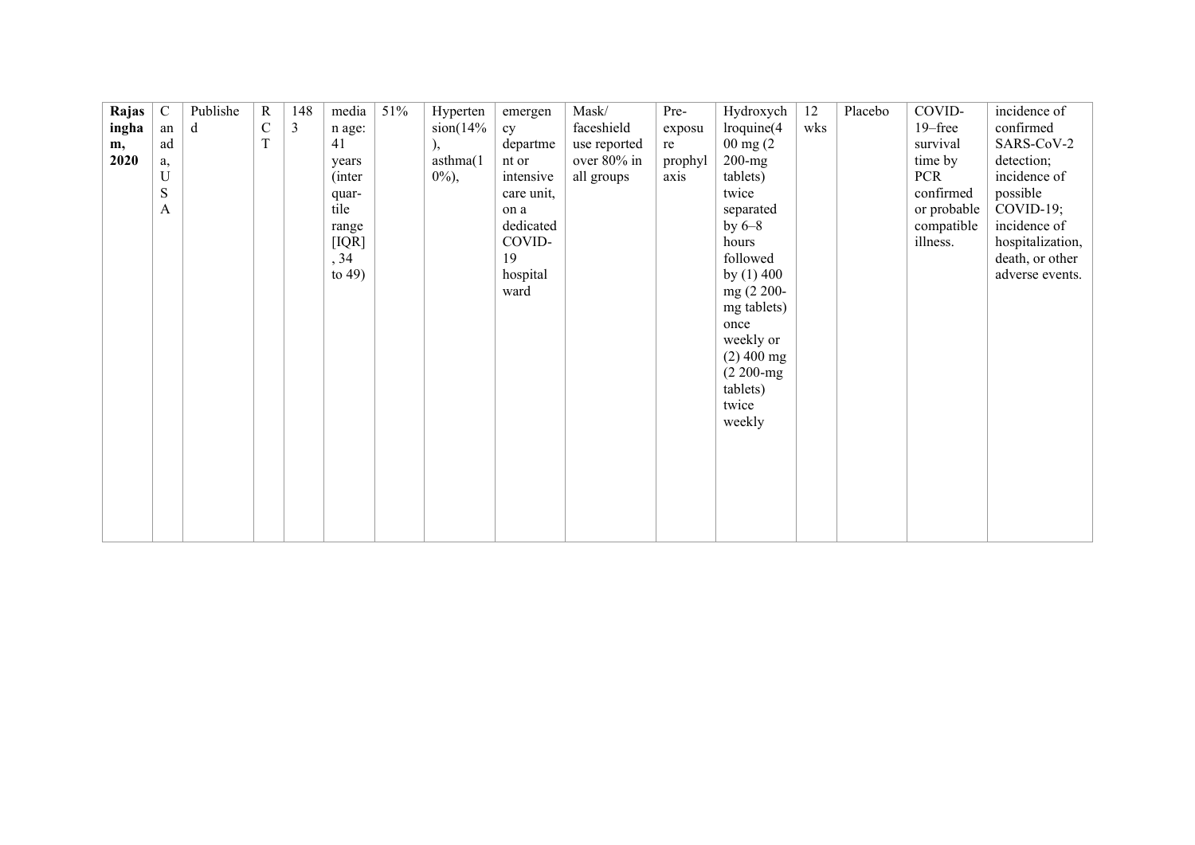| **Rajasingham, 2020** | Canada, USA | Published | RCT | 1483 | median age: 41 years (inter quar-tile range [IQR], 34 to 49) | 51% | Hypertension(14%), asthma(10%), | emergency department or intensive care unit, on a dedicated COVID-19 hospital ward | Mask/ faceshield use reported over 80% in all groups | Pre-exposure prophylaxis | Hydroxychloroquine(400 mg (2 200-mg tablets) twice separated by 6–8 hours followed by (1) 400 mg (2 200-mg tablets) once weekly or (2) 400 mg (2 200-mg tablets) twice weekly | 12 wks | Placebo | COVID-19–free survival time by PCR confirmed or probable compatible illness. | incidence of confirmed SARS-CoV-2 detection; incidence of possible COVID-19; incidence of hospitalization, death, or other adverse events. |
|---|---|---|---|---|---|---|---|---|---|---|---|---|---|---|---|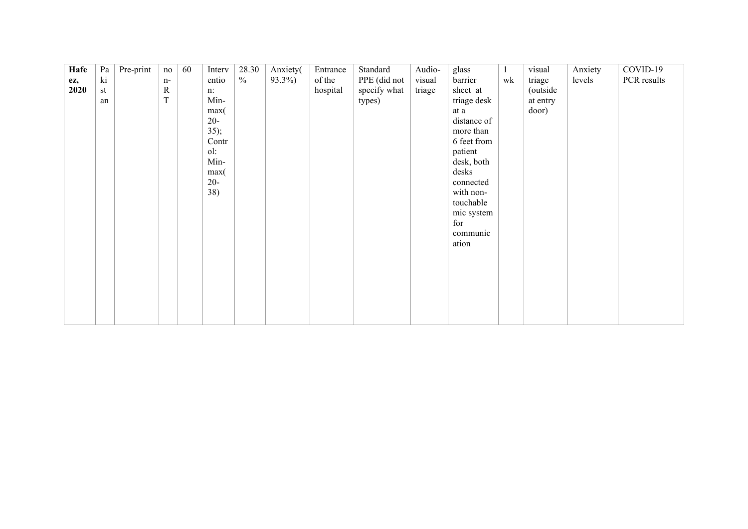| | | | | | | | | | | | | | | | |
|---|---|---|---|---|---|---|---|---|---|---|---|---|---|---|---|
| **Hafeez, 2020** | Pakistan | Pre-print | non-RT | 60 | Intervention: Min-max(20-35); Control: Min-max(20-38) | 28.30% | Anxiety(93.3%) | Entrance of the hospital | Standard PPE (did not specify what types) | Audio-visual triage | glass barrier sheet at triage desk at a distance of more than 6 feet from patient desk, both desks connected with non-touchable mic system for communication | 1 wk | visual triage (outside at entry door) | Anxiety levels | COVID-19 PCR results |